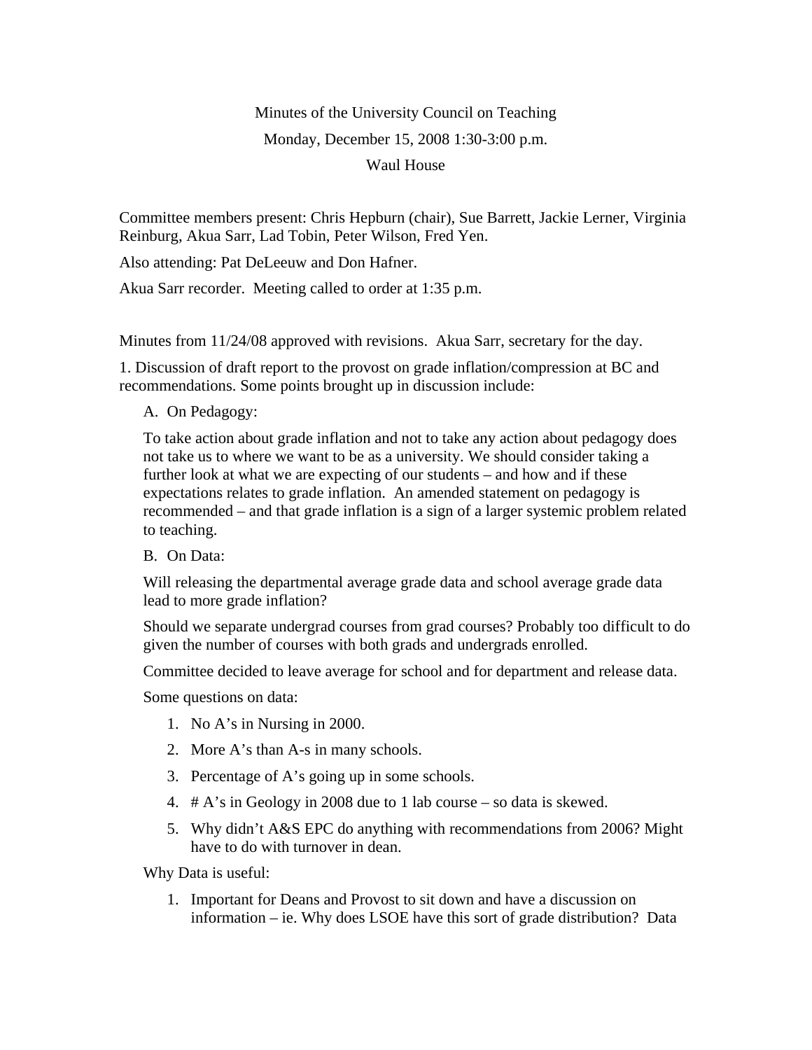Minutes of the University Council on Teaching

Monday, December 15, 2008 1:30-3:00 p.m.

Waul House

Committee members present: Chris Hepburn (chair), Sue Barrett, Jackie Lerner, Virginia Reinburg, Akua Sarr, Lad Tobin, Peter Wilson, Fred Yen.

Also attending: Pat DeLeeuw and Don Hafner.

Akua Sarr recorder. Meeting called to order at 1:35 p.m.

Minutes from 11/24/08 approved with revisions. Akua Sarr, secretary for the day.

1. Discussion of draft report to the provost on grade inflation/compression at BC and recommendations. Some points brought up in discussion include:

A. On Pedagogy:

To take action about grade inflation and not to take any action about pedagogy does not take us to where we want to be as a university. We should consider taking a further look at what we are expecting of our students – and how and if these expectations relates to grade inflation. An amended statement on pedagogy is recommended – and that grade inflation is a sign of a larger systemic problem related to teaching.

B. On Data:

Will releasing the departmental average grade data and school average grade data lead to more grade inflation?

Should we separate undergrad courses from grad courses? Probably too difficult to do given the number of courses with both grads and undergrads enrolled.

Committee decided to leave average for school and for department and release data.

Some questions on data:

1. No A's in Nursing in 2000.
2. More A's than A-s in many schools.
3. Percentage of A's going up in some schools.
4. # A's in Geology in 2008 due to 1 lab course – so data is skewed.
5. Why didn't A&S EPC do anything with recommendations from 2006? Might have to do with turnover in dean.

Why Data is useful:

1. Important for Deans and Provost to sit down and have a discussion on information – ie. Why does LSOE have this sort of grade distribution? Data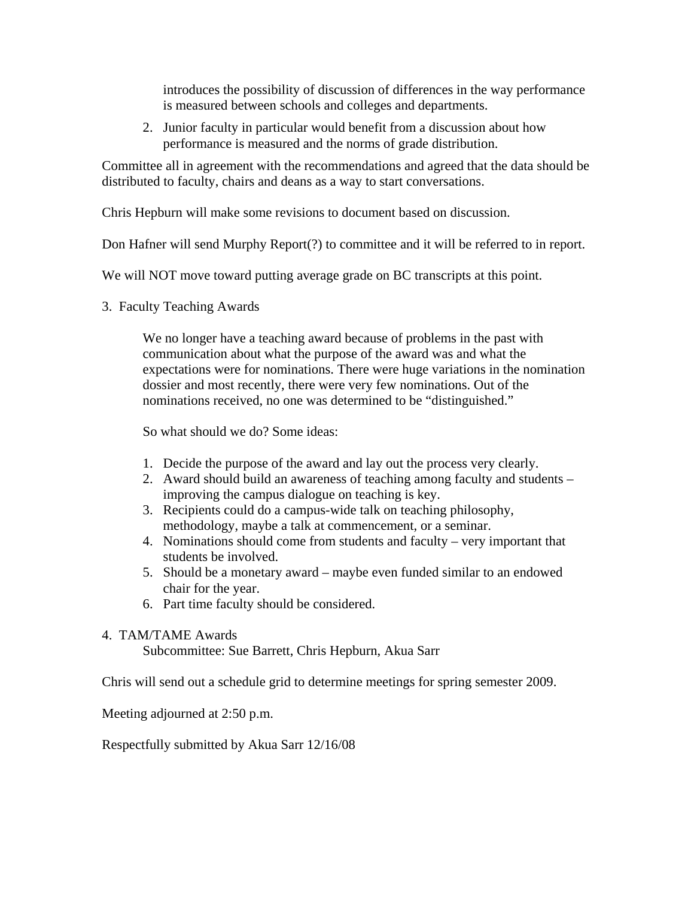introduces the possibility of discussion of differences in the way performance is measured between schools and colleges and departments.

2. Junior faculty in particular would benefit from a discussion about how performance is measured and the norms of grade distribution.

Committee all in agreement with the recommendations and agreed that the data should be distributed to faculty, chairs and deans as a way to start conversations.

Chris Hepburn will make some revisions to document based on discussion.

Don Hafner will send Murphy Report(?) to committee and it will be referred to in report.

We will NOT move toward putting average grade on BC transcripts at this point.

3. Faculty Teaching Awards

We no longer have a teaching award because of problems in the past with communication about what the purpose of the award was and what the expectations were for nominations. There were huge variations in the nomination dossier and most recently, there were very few nominations. Out of the nominations received, no one was determined to be "distinguished."

So what should we do? Some ideas:

1. Decide the purpose of the award and lay out the process very clearly.
2. Award should build an awareness of teaching among faculty and students – improving the campus dialogue on teaching is key.
3. Recipients could do a campus-wide talk on teaching philosophy, methodology, maybe a talk at commencement, or a seminar.
4. Nominations should come from students and faculty – very important that students be involved.
5. Should be a monetary award – maybe even funded similar to an endowed chair for the year.
6. Part time faculty should be considered.

4. TAM/TAME Awards

Subcommittee: Sue Barrett, Chris Hepburn, Akua Sarr

Chris will send out a schedule grid to determine meetings for spring semester 2009.

Meeting adjourned at 2:50 p.m.

Respectfully submitted by Akua Sarr 12/16/08